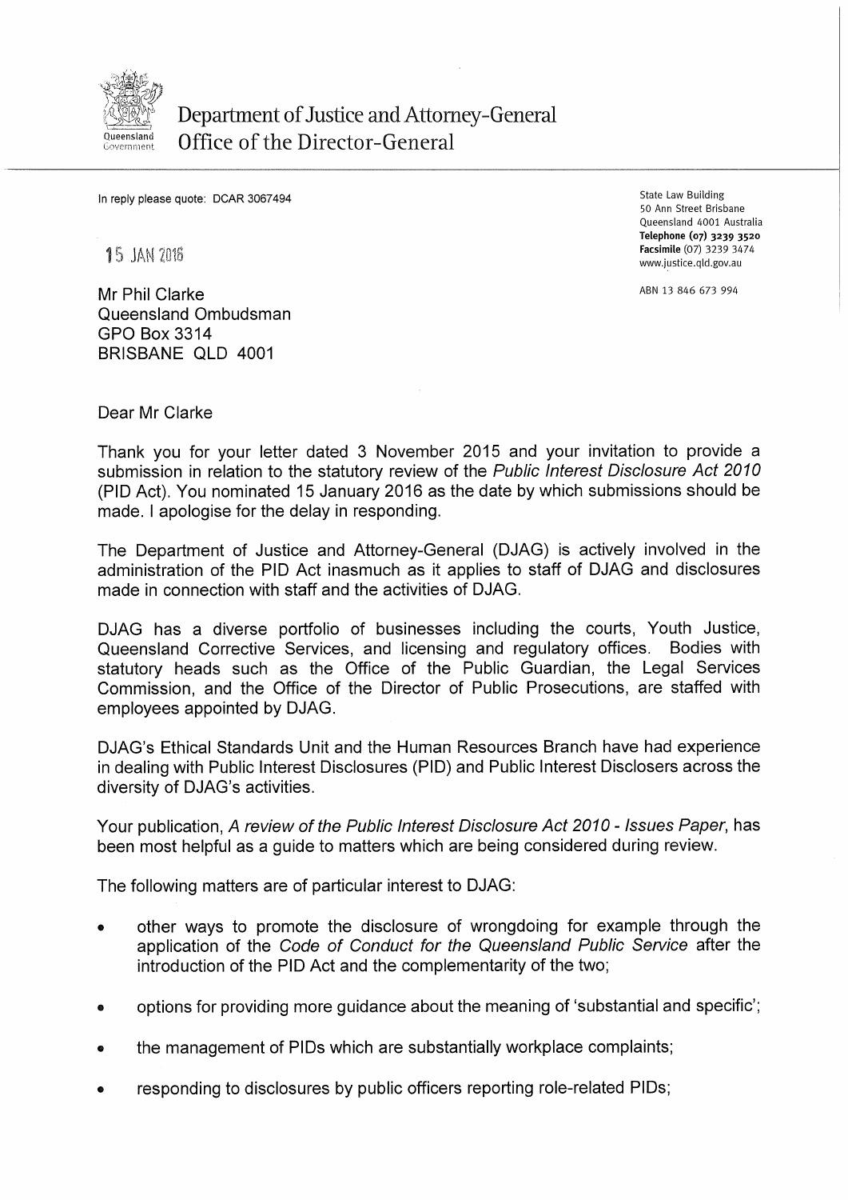Department of Justice and Attorney-General
Office of the Director-General

In reply please quote: DCAR 3067494

State Law Building
50 Ann Street Brisbane
Queensland 4001 Australia
**Telephone (07) 3239 3520**
**Facsimile** (07) 3239 3474
www.justice.qld.gov.au

ABN 13 846 673 994

15 JAN 2016

Mr Phil Clarke
Queensland Ombudsman
GPO Box 3314
BRISBANE QLD 4001

Dear Mr Clarke

Thank you for your letter dated 3 November 2015 and your invitation to provide a submission in relation to the statutory review of the *Public Interest Disclosure Act 2010* (PID Act). You nominated 15 January 2016 as the date by which submissions should be made. I apologise for the delay in responding.

The Department of Justice and Attorney-General (DJAG) is actively involved in the administration of the PID Act inasmuch as it applies to staff of DJAG and disclosures made in connection with staff and the activities of DJAG.

DJAG has a diverse portfolio of businesses including the courts, Youth Justice, Queensland Corrective Services, and licensing and regulatory offices. Bodies with statutory heads such as the Office of the Public Guardian, the Legal Services Commission, and the Office of the Director of Public Prosecutions, are staffed with employees appointed by DJAG.

DJAG's Ethical Standards Unit and the Human Resources Branch have had experience in dealing with Public Interest Disclosures (PID) and Public Interest Disclosers across the diversity of DJAG's activities.

Your publication, *A review of the Public Interest Disclosure Act 2010 - Issues Paper*, has been most helpful as a guide to matters which are being considered during review.

The following matters are of particular interest to DJAG:

- other ways to promote the disclosure of wrongdoing for example through the application of the *Code of Conduct for the Queensland Public Service* after the introduction of the PID Act and the complementarity of the two;
- options for providing more guidance about the meaning of 'substantial and specific';
- the management of PIDs which are substantially workplace complaints;
- responding to disclosures by public officers reporting role-related PIDs;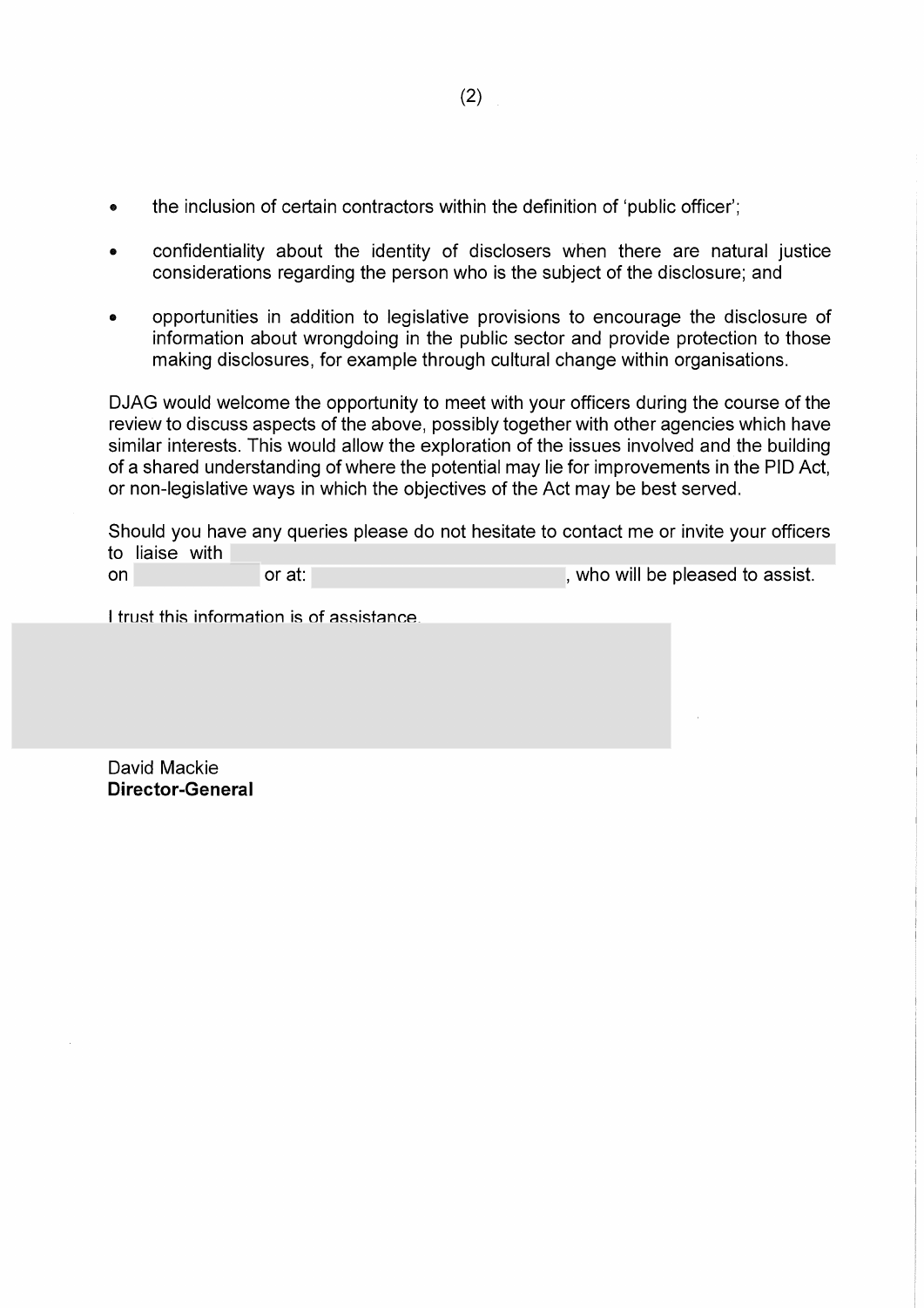- the inclusion of certain contractors within the definition of 'public officer';
- confidentiality about the identity of disclosers when there are natural justice considerations regarding the person who is the subject of the disclosure; and
- opportunities in addition to legislative provisions to encourage the disclosure of information about wrongdoing in the public sector and provide protection to those making disclosures, for example through cultural change within organisations.

DJAG would welcome the opportunity to meet with your officers during the course of the review to discuss aspects of the above, possibly together with other agencies which have similar interests. This would allow the exploration of the issues involved and the building of a shared understanding of where the potential may lie for improvements in the PID Act, or non-legislative ways in which the objectives of the Act may be best served.

Should you have any queries please do not hesitate to contact me or invite your officers to liaise with on or at: , who will be pleased to assist.

I trust this information is of assistance.

David Mackie
**Director-General**